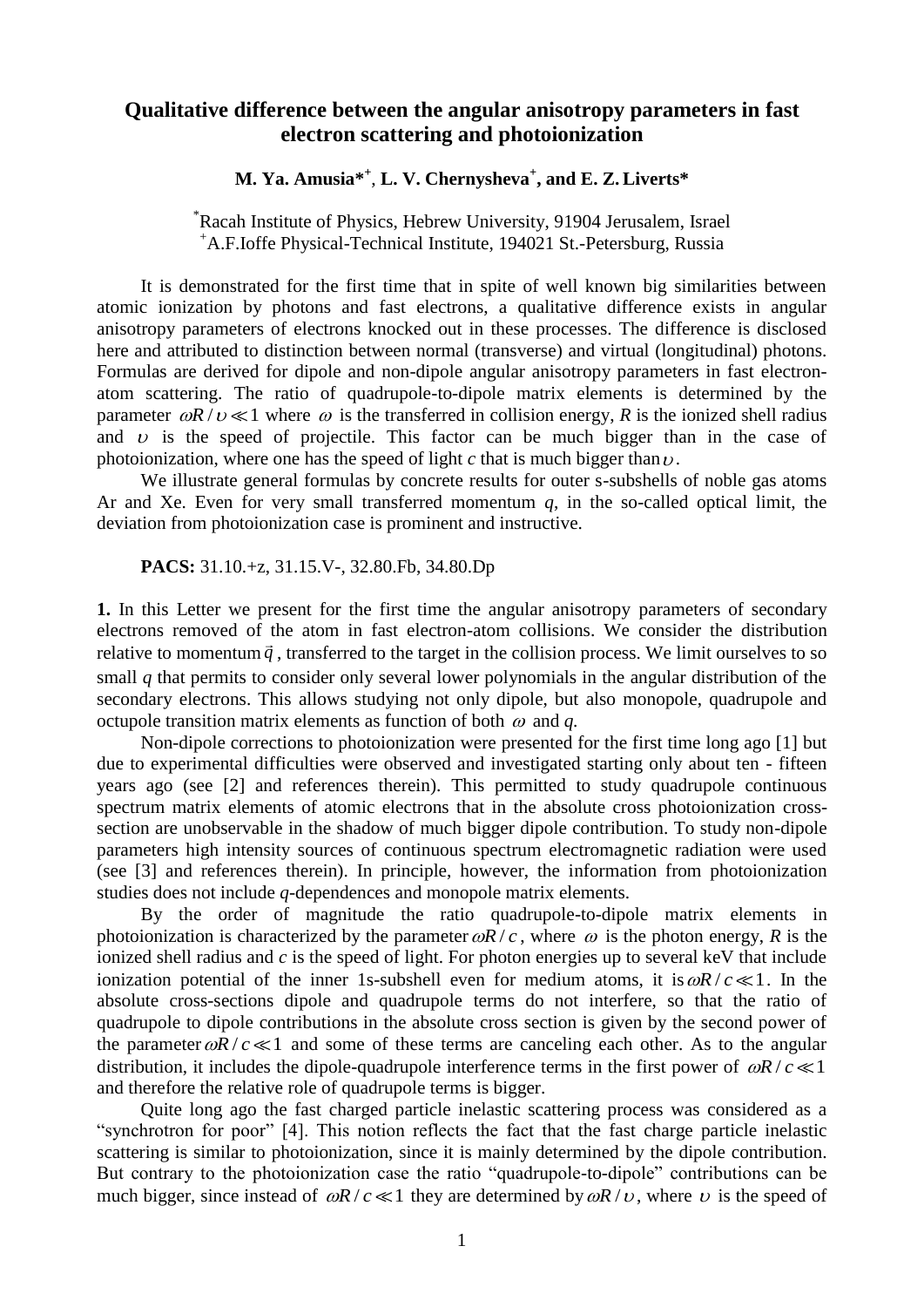# Qualitative difference between the angular anisotropy parameters in fast electron scattering and photoionization

**M. Ya. Amusia*[+], L. V. Chernysheva[+], and E. Z. Liverts***

[*]Racah Institute of Physics, Hebrew University, 91904 Jerusalem, Israel
[+]A.F.Ioffe Physical-Technical Institute, 194021 St.-Petersburg, Russia

It is demonstrated for the first time that in spite of well known big similarities between atomic ionization by photons and fast electrons, a qualitative difference exists in angular anisotropy parameters of electrons knocked out in these processes. The difference is disclosed here and attributed to distinction between normal (transverse) and virtual (longitudinal) photons. Formulas are derived for dipole and non-dipole angular anisotropy parameters in fast electron-atom scattering. The ratio of quadrupole-to-dipole matrix elements is determined by the parameter $\omega R/\upsilon \ll 1$ where $\omega$ is the transferred in collision energy, *R* is the ionized shell radius and $\upsilon$ is the speed of projectile. This factor can be much bigger than in the case of photoionization, where one has the speed of light *c* that is much bigger than $\upsilon$.

We illustrate general formulas by concrete results for outer *s*-subshells of noble gas atoms Ar and Xe. Even for very small transferred momentum *q*, in the so-called optical limit, the deviation from photoionization case is prominent and instructive.

**PACS:** 31.10.+z, 31.15.V-, 32.80.Fb, 34.80.Dp

**1.** In this Letter we present for the first time the angular anisotropy parameters of secondary electrons removed of the atom in fast electron-atom collisions. We consider the distribution relative to momentum $\vec{q}$, transferred to the target in the collision process. We limit ourselves to so small *q* that permits to consider only several lower polynomials in the angular distribution of the secondary electrons. This allows studying not only dipole, but also monopole, quadrupole and octupole transition matrix elements as function of both $\omega$ and *q*.

Non-dipole corrections to photoionization were presented for the first time long ago [1] but due to experimental difficulties were observed and investigated starting only about ten - fifteen years ago (see [2] and references therein). This permitted to study quadrupole continuous spectrum matrix elements of atomic electrons that in the absolute cross photoionization cross-section are unobservable in the shadow of much bigger dipole contribution. To study non-dipole parameters high intensity sources of continuous spectrum electromagnetic radiation were used (see [3] and references therein). In principle, however, the information from photoionization studies does not include *q*-dependences and monopole matrix elements.

By the order of magnitude the ratio quadrupole-to-dipole matrix elements in photoionization is characterized by the parameter $\omega R/c$, where $\omega$ is the photon energy, *R* is the ionized shell radius and *c* is the speed of light. For photon energies up to several keV that include ionization potential of the inner 1s-subshell even for medium atoms, it is $\omega R/c \ll 1$. In the absolute cross-sections dipole and quadrupole terms do not interfere, so that the ratio of quadrupole to dipole contributions in the absolute cross section is given by the second power of the parameter $\omega R/c \ll 1$ and some of these terms are canceling each other. As to the angular distribution, it includes the dipole-quadrupole interference terms in the first power of $\omega R/c \ll 1$ and therefore the relative role of quadrupole terms is bigger.

Quite long ago the fast charged particle inelastic scattering process was considered as a "synchrotron for poor" [4]. This notion reflects the fact that the fast charge particle inelastic scattering is similar to photoionization, since it is mainly determined by the dipole contribution. But contrary to the photoionization case the ratio "quadrupole-to-dipole" contributions can be much bigger, since instead of $\omega R/c \ll 1$ they are determined by $\omega R/\upsilon$, where $\upsilon$ is the speed of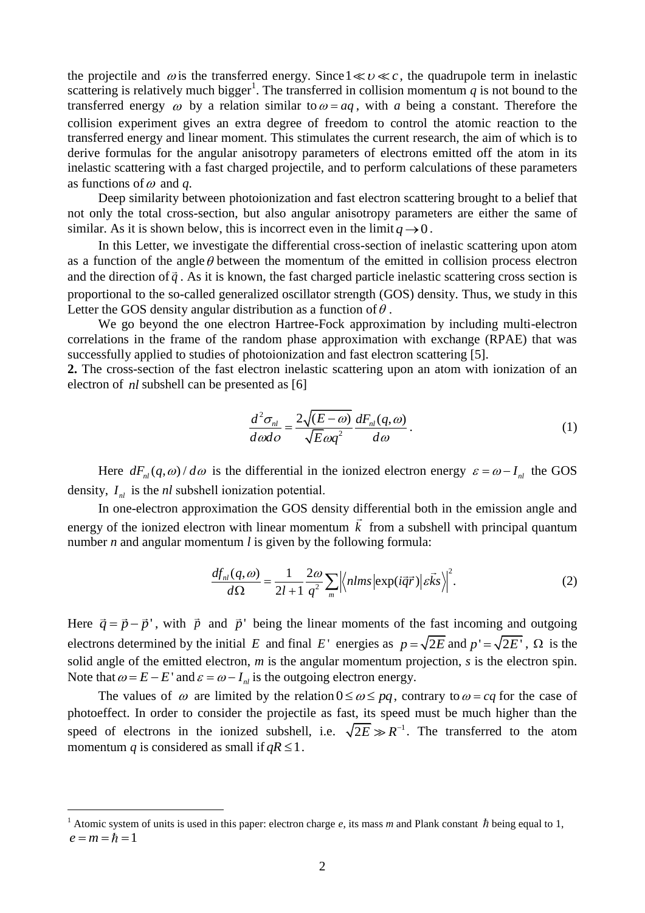the projectile and $\omega$ is the transferred energy. Since $1 \ll \upsilon \ll c$, the quadrupole term in inelastic scattering is relatively much bigger[1]. The transferred in collision momentum $q$ is not bound to the transferred energy $\omega$ by a relation similar to $\omega = aq$, with $a$ being a constant. Therefore the collision experiment gives an extra degree of freedom to control the atomic reaction to the transferred energy and linear moment. This stimulates the current research, the aim of which is to derive formulas for the angular anisotropy parameters of electrons emitted off the atom in its inelastic scattering with a fast charged projectile, and to perform calculations of these parameters as functions of $\omega$ and $q$.

Deep similarity between photoionization and fast electron scattering brought to a belief that not only the total cross-section, but also angular anisotropy parameters are either the same of similar. As it is shown below, this is incorrect even in the limit $q \to 0$.

In this Letter, we investigate the differential cross-section of inelastic scattering upon atom as a function of the angle $\theta$ between the momentum of the emitted in collision process electron and the direction of $\vec{q}$. As it is known, the fast charged particle inelastic scattering cross section is proportional to the so-called generalized oscillator strength (GOS) density. Thus, we study in this Letter the GOS density angular distribution as a function of $\theta$.

We go beyond the one electron Hartree-Fock approximation by including multi-electron correlations in the frame of the random phase approximation with exchange (RPAE) that was successfully applied to studies of photoionization and fast electron scattering [5].

**2.** The cross-section of the fast electron inelastic scattering upon an atom with ionization of an electron of $nl$ subshell can be presented as [6]

$$\frac{d^2\sigma_{nl}}{d\omega do} = \frac{2\sqrt{(E-\omega)}}{\sqrt{E}\omega q^2}\frac{dF_{nl}(q,\omega)}{d\omega}. \tag{1}$$

Here $dF_{nl}(q,\omega)/d\omega$ is the differential in the ionized electron energy $\varepsilon = \omega - I_{nl}$ the GOS density, $I_{nl}$ is the $nl$ subshell ionization potential.

In one-electron approximation the GOS density differential both in the emission angle and energy of the ionized electron with linear momentum $\vec{k}$ from a subshell with principal quantum number $n$ and angular momentum $l$ is given by the following formula:

$$\frac{df_{nl}(q,\omega)}{d\Omega} = \frac{1}{2l+1}\frac{2\omega}{q^2}\sum_m \left| \left\langle nlms \left| \exp(i\vec{q}\vec{r}) \right| \varepsilon\vec{k}s \right\rangle \right|^2. \tag{2}$$

Here $\vec{q} = \vec{p} - \vec{p}\,'$, with $\vec{p}$ and $\vec{p}\,'$ being the linear moments of the fast incoming and outgoing electrons determined by the initial $E$ and final $E'$ energies as $p = \sqrt{2E}$ and $p' = \sqrt{2E'}$, $\Omega$ is the solid angle of the emitted electron, $m$ is the angular momentum projection, $s$ is the electron spin. Note that $\omega = E - E'$ and $\varepsilon = \omega - I_{nl}$ is the outgoing electron energy.

The values of $\omega$ are limited by the relation $0 \le \omega \le pq$, contrary to $\omega = cq$ for the case of photoeffect. In order to consider the projectile as fast, its speed must be much higher than the speed of electrons in the ionized subshell, i.e. $\sqrt{2E} \gg R^{-1}$. The transferred to the atom momentum $q$ is considered as small if $qR \le 1$.

---

[1] Atomic system of units is used in this paper: electron charge $e$, its mass $m$ and Plank constant $\hbar$ being equal to 1, $e = m = \hbar = 1$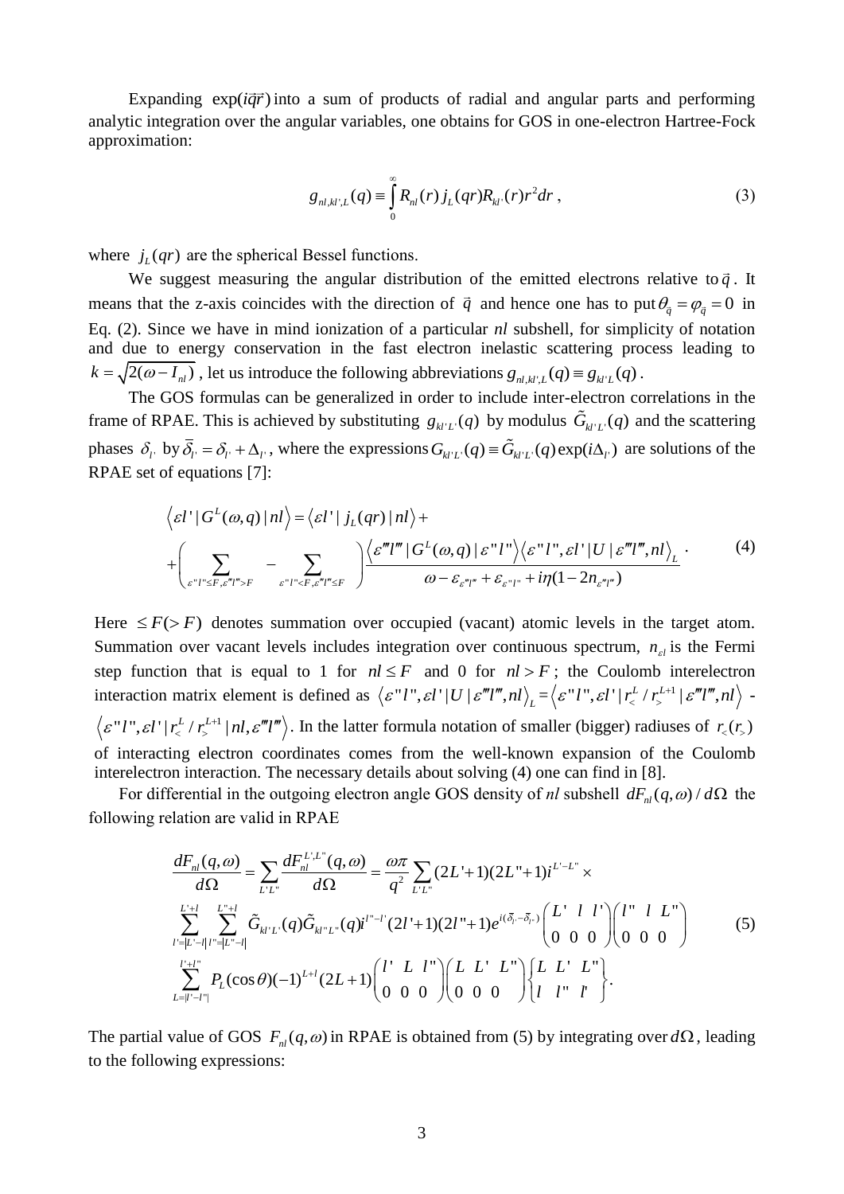Expanding $\exp(i\vec{q}\vec{r})$ into a sum of products of radial and angular parts and performing analytic integration over the angular variables, one obtains for GOS in one-electron Hartree-Fock approximation:

$$g_{nl,kl',L}(q) \equiv \int_0^\infty R_{nl}(r)\, j_L(qr) R_{kl'}(r) r^2 dr\ , \tag{3}$$

where $j_L(qr)$ are the spherical Bessel functions.

We suggest measuring the angular distribution of the emitted electrons relative to $\vec{q}$. It means that the z-axis coincides with the direction of $\vec{q}$ and hence one has to put $\theta_{\vec{q}} = \varphi_{\vec{q}} = 0$ in Eq. (2). Since we have in mind ionization of a particular *nl* subshell, for simplicity of notation and due to energy conservation in the fast electron inelastic scattering process leading to $k = \sqrt{2(\omega - I_{nl})}$, let us introduce the following abbreviations $g_{nl,kl',L}(q) \equiv g_{kl'L}(q)$.

The GOS formulas can be generalized in order to include inter-electron correlations in the frame of RPAE. This is achieved by substituting $g_{kl'L'}(q)$ by modulus $\tilde{G}_{kl'L'}(q)$ and the scattering phases $\delta_{l'}$ by $\bar{\delta}_{l'} = \delta_{l'} + \Delta_{l'}$, where the expressions $G_{kl'L'}(q) \equiv \tilde{G}_{kl'L'}(q)\exp(i\Delta_{l'})$ are solutions of the RPAE set of equations [7]:

$$\begin{aligned}
&\left\langle \varepsilon l' \right| G^L(\omega,q) \left| nl \right\rangle = \left\langle \varepsilon l' \right| j_L(qr) \left| nl \right\rangle + \\
&+\left( \sum_{\varepsilon'' l'' \le F, \varepsilon''' l''' > F} - \sum_{\varepsilon'' l'' < F, \varepsilon''' l''' \le F} \right) \frac{\left\langle \varepsilon''' l''' \right| G^L(\omega,q) \left| \varepsilon'' l'' \right\rangle \left\langle \varepsilon'' l'', \varepsilon l' \right| U \left| \varepsilon''' l''', nl \right\rangle_L}{\omega - \varepsilon_{\varepsilon''' l'''} + \varepsilon_{\varepsilon'' l''} + i\eta(1 - 2n_{\varepsilon''' l'''})} \cdot
\end{aligned} \tag{4}$$

Here $\le F (> F)$ denotes summation over occupied (vacant) atomic levels in the target atom. Summation over vacant levels includes integration over continuous spectrum, $n_{\varepsilon l}$ is the Fermi step function that is equal to 1 for $nl \le F$ and 0 for $nl > F$; the Coulomb interelectron interaction matrix element is defined as $\left\langle \varepsilon'' l'', \varepsilon l' \right| U \left| \varepsilon''' l''', nl \right\rangle_L = \left\langle \varepsilon'' l'', \varepsilon l' \right| r_<^L / r_>^{L+1} \left| \varepsilon''' l''', nl \right\rangle$ - $\left\langle \varepsilon'' l'', \varepsilon l' \right| r_<^L / r_>^{L+1} \left| nl, \varepsilon''' l''' \right\rangle$. In the latter formula notation of smaller (bigger) radiuses of $r_<(r_>)$ of interacting electron coordinates comes from the well-known expansion of the Coulomb interelectron interaction. The necessary details about solving (4) one can find in [8].

For differential in the outgoing electron angle GOS density of *nl* subshell $dF_{nl}(q,\omega)/d\Omega$ the following relation are valid in RPAE

$$\begin{aligned}
&\frac{dF_{nl}(q,\omega)}{d\Omega} = \sum_{L'L''} \frac{dF_{nl}^{L',L''}(q,\omega)}{d\Omega} = \frac{\omega\pi}{q^2} \sum_{L'L''} (2L'+1)(2L''+1) i^{L'-L''} \times \\
&\sum_{l'=|L'-l|}^{L'+l} \sum_{l''=|L''-l|}^{L''+l} \tilde{G}_{kl'L'}(q) \tilde{G}_{kl''L''}(q) i^{l''-l'} (2l'+1)(2l''+1) e^{i(\bar{\delta}_{l'} - \bar{\delta}_{l''})} \begin{pmatrix} L' & l & l' \\ 0 & 0 & 0 \end{pmatrix} \begin{pmatrix} l'' & l & L'' \\ 0 & 0 & 0 \end{pmatrix} \\
&\sum_{L=|l'-l''|}^{l'+l''} P_L(\cos\theta)(-1)^{L+l}(2L+1) \begin{pmatrix} l' & L & l'' \\ 0 & 0 & 0 \end{pmatrix} \begin{pmatrix} L & L' & L'' \\ 0 & 0 & 0 \end{pmatrix} \begin{Bmatrix} L & L' & L'' \\ l & l'' & l' \end{Bmatrix}.
\end{aligned} \tag{5}$$

The partial value of GOS $F_{nl}(q,\omega)$ in RPAE is obtained from (5) by integrating over $d\Omega$, leading to the following expressions: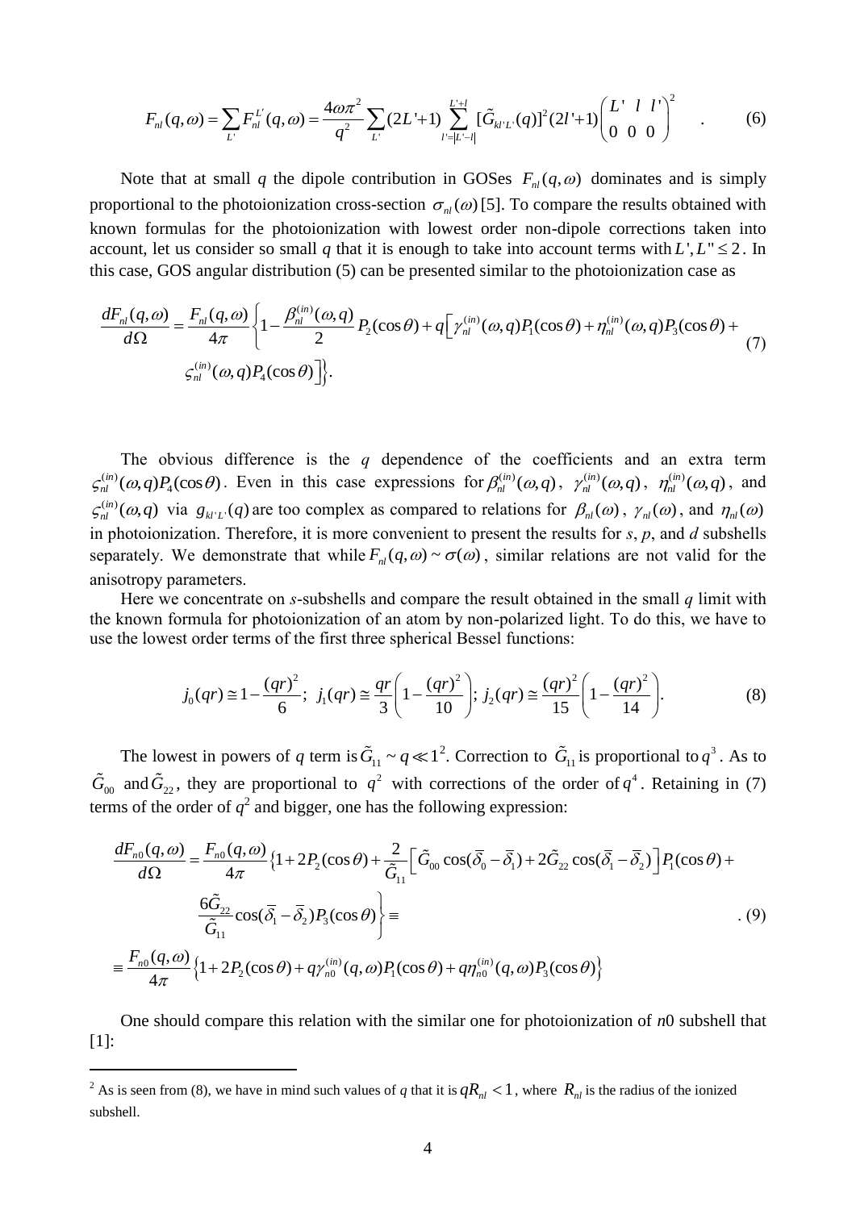$$F_{nl}(q,\omega)=\sum_{L'}F_{nl}^{L'}(q,\omega)=\frac{4\omega\pi^2}{q^2}\sum_{L'}(2L'+1)\sum_{l'=|L'-l|}^{L'+l}[\tilde{G}_{kl'L'}(q)]^2(2l'+1)\begin{pmatrix}L' & l & l'\\ 0 & 0 & 0\end{pmatrix}^2 \quad . \tag{6}$$

Note that at small $q$ the dipole contribution in GOSes $F_{nl}(q,\omega)$ dominates and is simply proportional to the photoionization cross-section $\sigma_{nl}(\omega)$ [5]. To compare the results obtained with known formulas for the photoionization with lowest order non-dipole corrections taken into account, let us consider so small $q$ that it is enough to take into account terms with $L', L'' \le 2$. In this case, GOS angular distribution (5) can be presented similar to the photoionization case as

$$\frac{dF_{nl}(q,\omega)}{d\Omega}=\frac{F_{nl}(q,\omega)}{4\pi}\left\{1-\frac{\beta_{nl}^{(in)}(\omega,q)}{2}P_2(\cos\theta)+q\left[\gamma_{nl}^{(in)}(\omega,q)P_1(\cos\theta)+\eta_{nl}^{(in)}(\omega,q)P_3(\cos\theta)+\right.\right.$$
$$\left.\left.\varsigma_{nl}^{(in)}(\omega,q)P_4(\cos\theta)\right]\right\}. \tag{7}$$

The obvious difference is the $q$ dependence of the coefficients and an extra term $\varsigma_{nl}^{(in)}(\omega,q)P_4(\cos\theta)$. Even in this case expressions for $\beta_{nl}^{(in)}(\omega,q)$, $\gamma_{nl}^{(in)}(\omega,q)$, $\eta_{nl}^{(in)}(\omega,q)$, and $\varsigma_{nl}^{(in)}(\omega,q)$ via $g_{kl'L'}(q)$ are too complex as compared to relations for $\beta_{nl}(\omega)$, $\gamma_{nl}(\omega)$, and $\eta_{nl}(\omega)$ in photoionization. Therefore, it is more convenient to present the results for $s$, $p$, and $d$ subshells separately. We demonstrate that while $F_{nl}(q,\omega)\sim\sigma(\omega)$, similar relations are not valid for the anisotropy parameters.

Here we concentrate on $s$-subshells and compare the result obtained in the small $q$ limit with the known formula for photoionization of an atom by non-polarized light. To do this, we have to use the lowest order terms of the first three spherical Bessel functions:

$$j_0(qr)\cong 1-\frac{(qr)^2}{6};\; j_1(qr)\cong\frac{qr}{3}\left(1-\frac{(qr)^2}{10}\right);\; j_2(qr)\cong\frac{(qr)^2}{15}\left(1-\frac{(qr)^2}{14}\right). \tag{8}$$

The lowest in powers of $q$ term is $\tilde{G}_{11}\sim q\ll 1$[2]. Correction to $\tilde{G}_{11}$ is proportional to $q^3$. As to $\tilde{G}_{00}$ and $\tilde{G}_{22}$, they are proportional to $q^2$ with corrections of the order of $q^4$. Retaining in (7) terms of the order of $q^2$ and bigger, one has the following expression:

$$\frac{dF_{n0}(q,\omega)}{d\Omega}=\frac{F_{n0}(q,\omega)}{4\pi}\left\{1+2P_2(\cos\theta)+\frac{2}{\tilde{G}_{11}}\left[\tilde{G}_{00}\cos(\bar{\delta}_0-\bar{\delta}_1)+2\tilde{G}_{22}\cos(\bar{\delta}_1-\bar{\delta}_2)\right]P_1(\cos\theta)+\right.$$
$$\left.\frac{6\tilde{G}_{22}}{\tilde{G}_{11}}\cos(\bar{\delta}_1-\bar{\delta}_2)P_3(\cos\theta)\right\}\equiv \tag{9}$$
$$\equiv\frac{F_{n0}(q,\omega)}{4\pi}\left\{1+2P_2(\cos\theta)+q\gamma_{n0}^{(in)}(q,\omega)P_1(\cos\theta)+q\eta_{n0}^{(in)}(q,\omega)P_3(\cos\theta)\right\}$$

One should compare this relation with the similar one for photoionization of $n$0 subshell that [1]:

---

[2] As is seen from (8), we have in mind such values of $q$ that it is $qR_{nl}<1$, where $R_{nl}$ is the radius of the ionized subshell.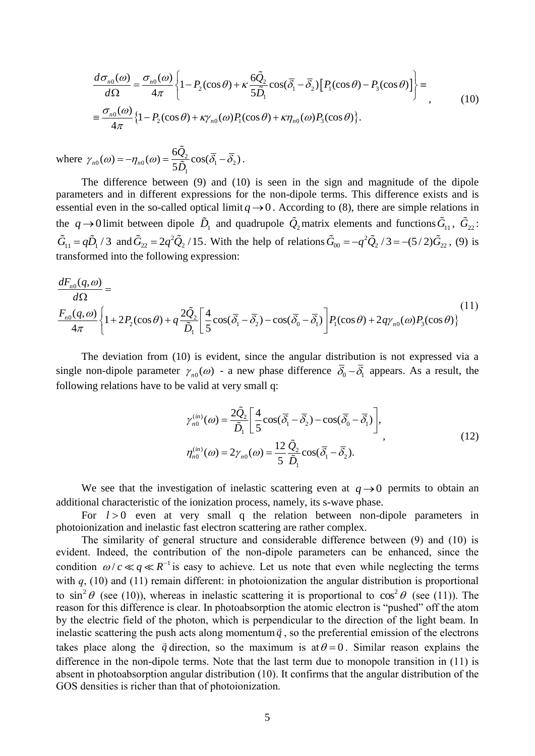$$
\begin{aligned}
\frac{d\sigma_{n0}(\omega)}{d\Omega} &= \frac{\sigma_{n0}(\omega)}{4\pi}\left\{1 - P_2(\cos\theta) + \kappa\frac{6\tilde{Q}_2}{5\tilde{D}_1}\cos(\bar{\delta}_1 - \bar{\delta}_2)\left[P_1(\cos\theta) - P_3(\cos\theta)\right]\right\} \equiv \\
&\equiv \frac{\sigma_{n0}(\omega)}{4\pi}\left\{1 - P_2(\cos\theta) + \kappa\gamma_{n0}(\omega)P_1(\cos\theta) + \kappa\eta_{n0}(\omega)P_3(\cos\theta)\right\}.
\end{aligned} \qquad (10)
$$

where $\gamma_{n0}(\omega) = -\eta_{n0}(\omega) = \dfrac{6\tilde{Q}_2}{5\tilde{D}_1}\cos(\bar{\delta}_1 - \bar{\delta}_2)$.

The difference between (9) and (10) is seen in the sign and magnitude of the dipole parameters and in different expressions for the non-dipole terms. This difference exists and is essential even in the so-called optical limit $q \to 0$. According to (8), there are simple relations in the $q \to 0$ limit between dipole $\tilde{D}_1$ and quadrupole $\tilde{Q}_2$ matrix elements and functions $\tilde{G}_{11}$, $\tilde{G}_{22}$: $\tilde{G}_{11} = q\tilde{D}_1/3$ and $\tilde{G}_{22} = 2q^2\tilde{Q}_2/15$. With the help of relations $\tilde{G}_{00} = -q^2\tilde{Q}_2/3 = -(5/2)\tilde{G}_{22}$, (9) is transformed into the following expression:

$$
\begin{aligned}
&\frac{dF_{n0}(q,\omega)}{d\Omega} = \\
&\frac{F_{n0}(q,\omega)}{4\pi}\left\{1 + 2P_2(\cos\theta) + q\frac{2\tilde{Q}_2}{\tilde{D}_1}\left[\frac{4}{5}\cos(\bar{\delta}_1 - \bar{\delta}_2) - \cos(\bar{\delta}_0 - \bar{\delta}_1)\right]P_1(\cos\theta) + 2q\gamma_{n0}(\omega)P_3(\cos\theta)\right\}
\end{aligned} \qquad (11)
$$

The deviation from (10) is evident, since the angular distribution is not expressed via a single non-dipole parameter $\gamma_{n0}(\omega)$ - a new phase difference $\bar{\delta}_0 - \bar{\delta}_1$ appears. As a result, the following relations have to be valid at very small q:

$$
\begin{aligned}
\gamma_{n0}^{(in)}(\omega) &= \frac{2\tilde{Q}_2}{\tilde{D}_1}\left[\frac{4}{5}\cos(\bar{\delta}_1 - \bar{\delta}_2) - \cos(\bar{\delta}_0 - \bar{\delta}_1)\right], \\
\eta_{n0}^{(in)}(\omega) &= 2\gamma_{n0}(\omega) = \frac{12}{5}\frac{\tilde{Q}_2}{\tilde{D}_1}\cos(\bar{\delta}_1 - \bar{\delta}_2).
\end{aligned} \qquad (12)
$$

We see that the investigation of inelastic scattering even at $q \to 0$ permits to obtain an additional characteristic of the ionization process, namely, its s-wave phase.

For $l > 0$ even at very small q the relation between non-dipole parameters in photoionization and inelastic fast electron scattering are rather complex.

The similarity of general structure and considerable difference between (9) and (10) is evident. Indeed, the contribution of the non-dipole parameters can be enhanced, since the condition $\omega/c \ll q \ll R^{-1}$ is easy to achieve. Let us note that even while neglecting the terms with $q$, (10) and (11) remain different: in photoionization the angular distribution is proportional to $\sin^2\theta$ (see (10)), whereas in inelastic scattering it is proportional to $\cos^2\theta$ (see (11)). The reason for this difference is clear. In photoabsorption the atomic electron is "pushed" off the atom by the electric field of the photon, which is perpendicular to the direction of the light beam. In inelastic scattering the push acts along momentum $\vec{q}$, so the preferential emission of the electrons takes place along the $\vec{q}$ direction, so the maximum is at $\theta = 0$. Similar reason explains the difference in the non-dipole terms. Note that the last term due to monopole transition in (11) is absent in photoabsorption angular distribution (10). It confirms that the angular distribution of the GOS densities is richer than that of photoionization.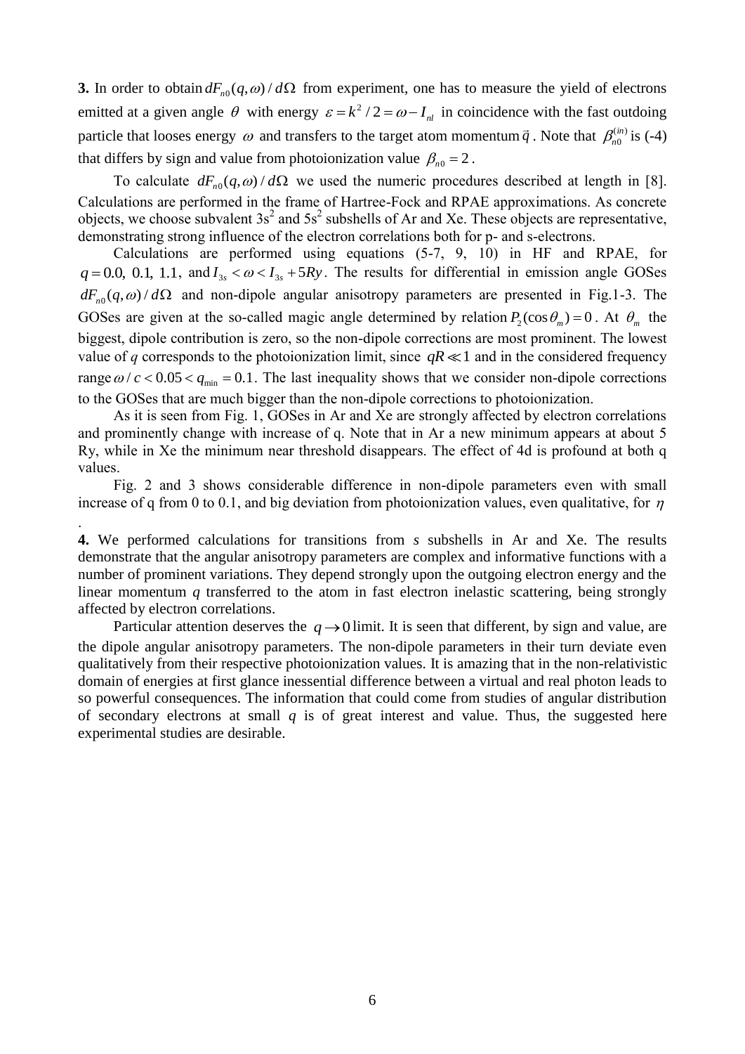**3.** In order to obtain $dF_{n0}(q,\omega)/d\Omega$ from experiment, one has to measure the yield of electrons emitted at a given angle $\theta$ with energy $\varepsilon = k^2/2 = \omega - I_{nl}$ in coincidence with the fast outdoing particle that looses energy $\omega$ and transfers to the target atom momentum $\vec{q}$. Note that $\beta_{n0}^{(in)}$ is (-4) that differs by sign and value from photoionization value $\beta_{n0} = 2$.

To calculate $dF_{n0}(q,\omega)/d\Omega$ we used the numeric procedures described at length in [8]. Calculations are performed in the frame of Hartree-Fock and RPAE approximations. As concrete objects, we choose subvalent $3s^2$ and $5s^2$ subshells of Ar and Xe. These objects are representative, demonstrating strong influence of the electron correlations both for p- and s-electrons.

Calculations are performed using equations (5-7, 9, 10) in HF and RPAE, for $q = 0.0,\ 0.1,\ 1.1$, and $I_{3s} < \omega < I_{3s} + 5Ry$. The results for differential in emission angle GOSes $dF_{n0}(q,\omega)/d\Omega$ and non-dipole angular anisotropy parameters are presented in Fig.1-3. The GOSes are given at the so-called magic angle determined by relation $P_2(\cos\theta_m) = 0$. At $\theta_m$ the biggest, dipole contribution is zero, so the non-dipole corrections are most prominent. The lowest value of *q* corresponds to the photoionization limit, since $qR \ll 1$ and in the considered frequency range $\omega/c < 0.05 < q_{\min} = 0.1$. The last inequality shows that we consider non-dipole corrections to the GOSes that are much bigger than the non-dipole corrections to photoionization.

As it is seen from Fig. 1, GOSes in Ar and Xe are strongly affected by electron correlations and prominently change with increase of q. Note that in Ar a new minimum appears at about 5 Ry, while in Xe the minimum near threshold disappears. The effect of 4d is profound at both q values.

Fig. 2 and 3 shows considerable difference in non-dipole parameters even with small increase of q from 0 to 0.1, and big deviation from photoionization values, even qualitative, for $\eta$.

**4.** We performed calculations for transitions from *s* subshells in Ar and Xe. The results demonstrate that the angular anisotropy parameters are complex and informative functions with a number of prominent variations. They depend strongly upon the outgoing electron energy and the linear momentum *q* transferred to the atom in fast electron inelastic scattering, being strongly affected by electron correlations.

Particular attention deserves the $q \to 0$ limit. It is seen that different, by sign and value, are the dipole angular anisotropy parameters. The non-dipole parameters in their turn deviate even qualitatively from their respective photoionization values. It is amazing that in the non-relativistic domain of energies at first glance inessential difference between a virtual and real photon leads to so powerful consequences. The information that could come from studies of angular distribution of secondary electrons at small *q* is of great interest and value. Thus, the suggested here experimental studies are desirable.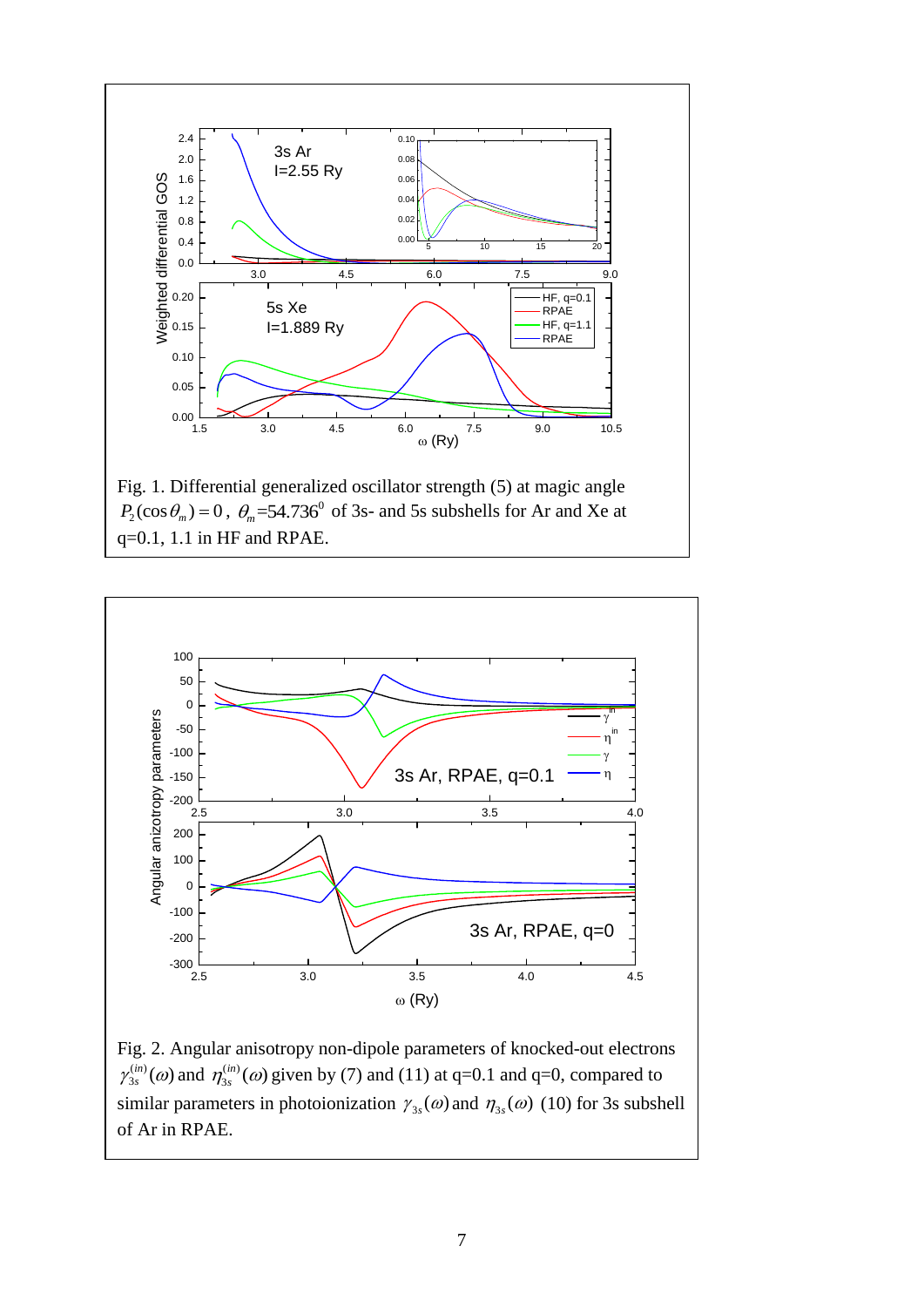Fig. 1. Differential generalized oscillator strength (5) at magic angle $P_2(\cos\theta_m) = 0$, $\theta_m$=54.736$^0$ of 3s- and 5s subshells for Ar and Xe at q=0.1, 1.1 in HF and RPAE.

Fig. 2. Angular anisotropy non-dipole parameters of knocked-out electrons $\gamma_{3s}^{(in)}(\omega)$ and $\eta_{3s}^{(in)}(\omega)$ given by (7) and (11) at q=0.1 and q=0, compared to similar parameters in photoionization $\gamma_{3s}(\omega)$ and $\eta_{3s}(\omega)$ (10) for 3s subshell of Ar in RPAE.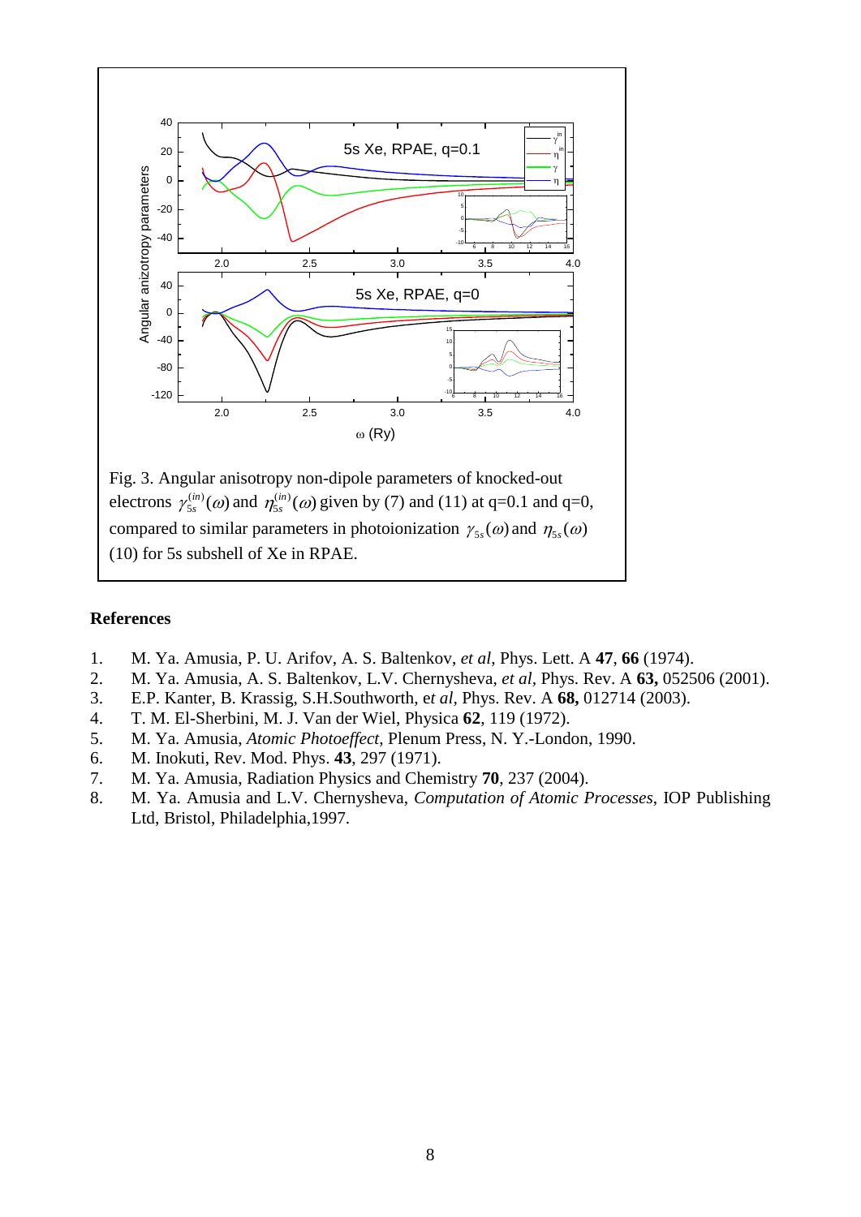5s Xe, RPAE, q=0.1

5s Xe, RPAE, q=0

Angular anizotropy parameters

ω (Ry)

Fig. 3. Angular anisotropy non-dipole parameters of knocked-out electrons $\gamma_{5s}^{(in)}(\omega)$ and $\eta_{5s}^{(in)}(\omega)$ given by (7) and (11) at q=0.1 and q=0, compared to similar parameters in photoionization $\gamma_{5s}(\omega)$ and $\eta_{5s}(\omega)$ (10) for 5s subshell of Xe in RPAE.

## References

1. M. Ya. Amusia, P. U. Arifov, A. S. Baltenkov, *et al*, Phys. Lett. A **47**, **66** (1974).
2. M. Ya. Amusia, A. S. Baltenkov, L.V. Chernysheva, *et al*, Phys. Rev. A **63,** 052506 (2001).
3. E.P. Kanter, B. Krassig, S.H.Southworth, e*t al*, Phys. Rev. A **68,** 012714 (2003).
4. T. M. El-Sherbini, M. J. Van der Wiel, Physica **62**, 119 (1972).
5. M. Ya. Amusia, *Atomic Photoeffect*, Plenum Press, N. Y.-London, 1990.
6. M. Inokuti, Rev. Mod. Phys. **43**, 297 (1971).
7. M. Ya. Amusia, Radiation Physics and Chemistry **70**, 237 (2004).
8. M. Ya. Amusia and L.V. Chernysheva, *Computation of Atomic Processes*, IOP Publishing Ltd, Bristol, Philadelphia,1997.